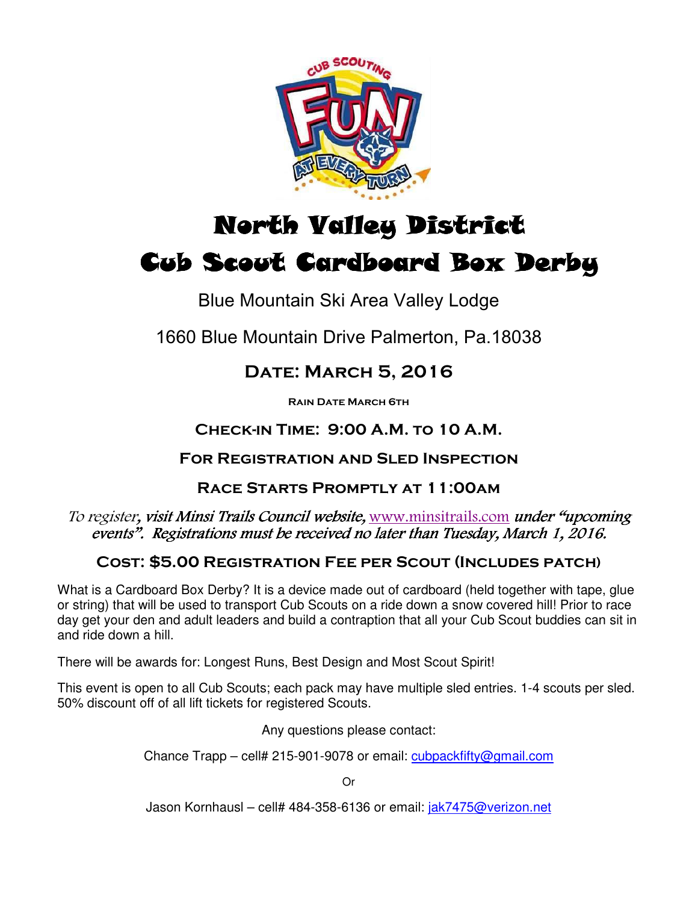# North Valley District

# Cub Scout Cardboard Box Derby

Blue Mountain Ski Area Valley Lodge

1660 Blue Mountain Drive Palmerton, Pa.18038

## Date: March 5, 2016

**Rain Date March 6th**

**Check-in Time: 9:00 A.M. to 10 A.M.**

**For Registration and Sled Inspection**

**Race Starts Promptly at 11:00am**

*To register, visit Minsi Trails Council website, www.minsitrails.com under "upcoming events". Registrations must be received no later than Tuesday, March 1, 2016.*

**Cost: $5.00 Registration Fee per Scout (Includes patch)**

What is a Cardboard Box Derby? It is a device made out of cardboard (held together with tape, glue or string) that will be used to transport Cub Scouts on a ride down a snow covered hill! Prior to race day get your den and adult leaders and build a contraption that all your Cub Scout buddies can sit in and ride down a hill.

There will be awards for: Longest Runs, Best Design and Most Scout Spirit!

This event is open to all Cub Scouts; each pack may have multiple sled entries. 1-4 scouts per sled. 50% discount off of all lift tickets for registered Scouts.

Any questions please contact:

Chance Trapp – cell# 215-901-9078 or email: cubpackfifty@gmail.com

Or

Jason Kornhausl – cell# 484-358-6136 or email: jak7475@verizon.net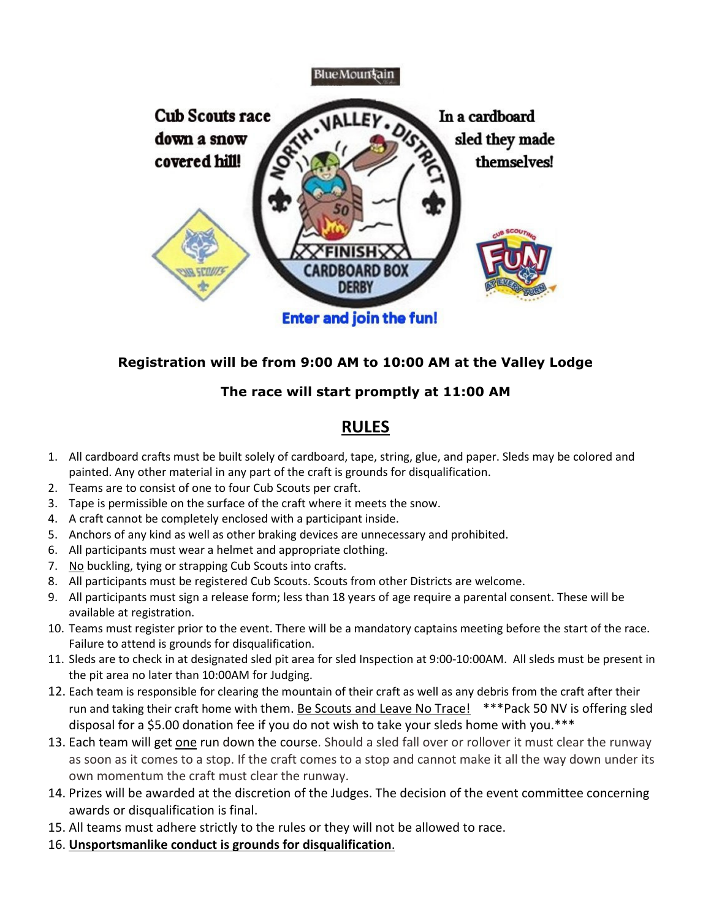Blue Mountain

Cub Scouts race down a snow covered hill!

In a cardboard sled they made themselves!

NORTH • VALLEY • DISTRICT

FINISH

CARDBOARD BOX DERBY

Enter and join the fun!

**Registration will be from 9:00 AM to 10:00 AM at the Valley Lodge**

**The race will start promptly at 11:00 AM**

## RULES

1. All cardboard crafts must be built solely of cardboard, tape, string, glue, and paper. Sleds may be colored and painted. Any other material in any part of the craft is grounds for disqualification.
2. Teams are to consist of one to four Cub Scouts per craft.
3. Tape is permissible on the surface of the craft where it meets the snow.
4. A craft cannot be completely enclosed with a participant inside.
5. Anchors of any kind as well as other braking devices are unnecessary and prohibited.
6. All participants must wear a helmet and appropriate clothing.
7. No buckling, tying or strapping Cub Scouts into crafts.
8. All participants must be registered Cub Scouts. Scouts from other Districts are welcome.
9. All participants must sign a release form; less than 18 years of age require a parental consent. These will be available at registration.
10. Teams must register prior to the event. There will be a mandatory captains meeting before the start of the race. Failure to attend is grounds for disqualification.
11. Sleds are to check in at designated sled pit area for sled Inspection at 9:00-10:00AM. All sleds must be present in the pit area no later than 10:00AM for Judging.
12. Each team is responsible for clearing the mountain of their craft as well as any debris from the craft after their run and taking their craft home with them. Be Scouts and Leave No Trace! ***Pack 50 NV is offering sled disposal for a $5.00 donation fee if you do not wish to take your sleds home with you.***
13. Each team will get one run down the course. Should a sled fall over or rollover it must clear the runway as soon as it comes to a stop. If the craft comes to a stop and cannot make it all the way down under its own momentum the craft must clear the runway.
14. Prizes will be awarded at the discretion of the Judges. The decision of the event committee concerning awards or disqualification is final.
15. All teams must adhere strictly to the rules or they will not be allowed to race.
16. **Unsportsmanlike conduct is grounds for disqualification**.